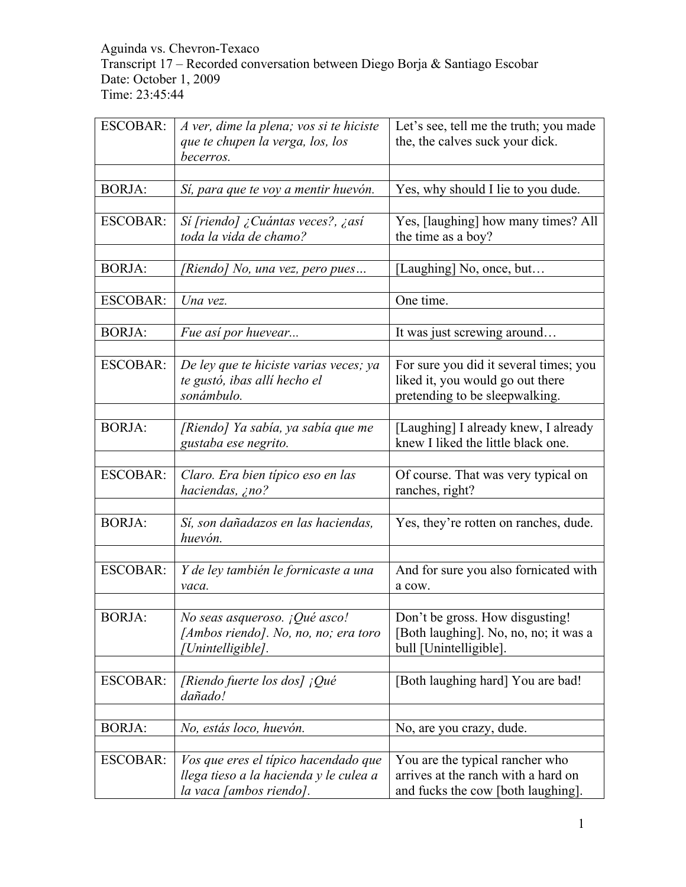Aguinda vs. Chevron-Texaco
Transcript 17 – Recorded conversation between Diego Borja & Santiago Escobar
Date: October 1, 2009
Time: 23:45:44

| | | |
|---|---|---|
| ESCOBAR: | *A ver, dime la plena; vos si te hiciste que te chupen la verga, los, los becerros.* | Let's see, tell me the truth; you made the, the calves suck your dick. |
| | | |
| BORJA: | *Sí, para que te voy a mentir huevón.* | Yes, why should I lie to you dude. |
| | | |
| ESCOBAR: | *Sí [riendo] ¿Cuántas veces?, ¿así toda la vida de chamo?* | Yes, [laughing] how many times? All the time as a boy? |
| | | |
| BORJA: | *[Riendo] No, una vez, pero pues…* | [Laughing] No, once, but… |
| | | |
| ESCOBAR: | *Una vez.* | One time. |
| | | |
| BORJA: | *Fue así por huevear...* | It was just screwing around… |
| | | |
| ESCOBAR: | *De ley que te hiciste varias veces; ya te gustó, ibas allí hecho el sonámbulo.* | For sure you did it several times; you liked it, you would go out there pretending to be sleepwalking. |
| | | |
| BORJA: | *[Riendo] Ya sabía, ya sabía que me gustaba ese negrito.* | [Laughing] I already knew, I already knew I liked the little black one. |
| | | |
| ESCOBAR: | *Claro. Era bien típico eso en las haciendas, ¿no?* | Of course. That was very typical on ranches, right? |
| | | |
| BORJA: | *Sí, son dañadazos en las haciendas, huevón.* | Yes, they're rotten on ranches, dude. |
| | | |
| ESCOBAR: | *Y de ley también le fornicaste a una vaca.* | And for sure you also fornicated with a cow. |
| | | |
| BORJA: | *No seas asqueroso. ¡Qué asco! [Ambos riendo]. No, no, no; era toro [Unintelligible].* | Don't be gross. How disgusting! [Both laughing]. No, no, no; it was a bull [Unintelligible]. |
| | | |
| ESCOBAR: | *[Riendo fuerte los dos] ¡Qué dañado!* | [Both laughing hard] You are bad! |
| | | |
| BORJA: | *No, estás loco, huevón.* | No, are you crazy, dude. |
| | | |
| ESCOBAR: | *Vos que eres el típico hacendado que llega tieso a la hacienda y le culea a la vaca [ambos riendo].* | You are the typical rancher who arrives at the ranch with a hard on and fucks the cow [both laughing]. |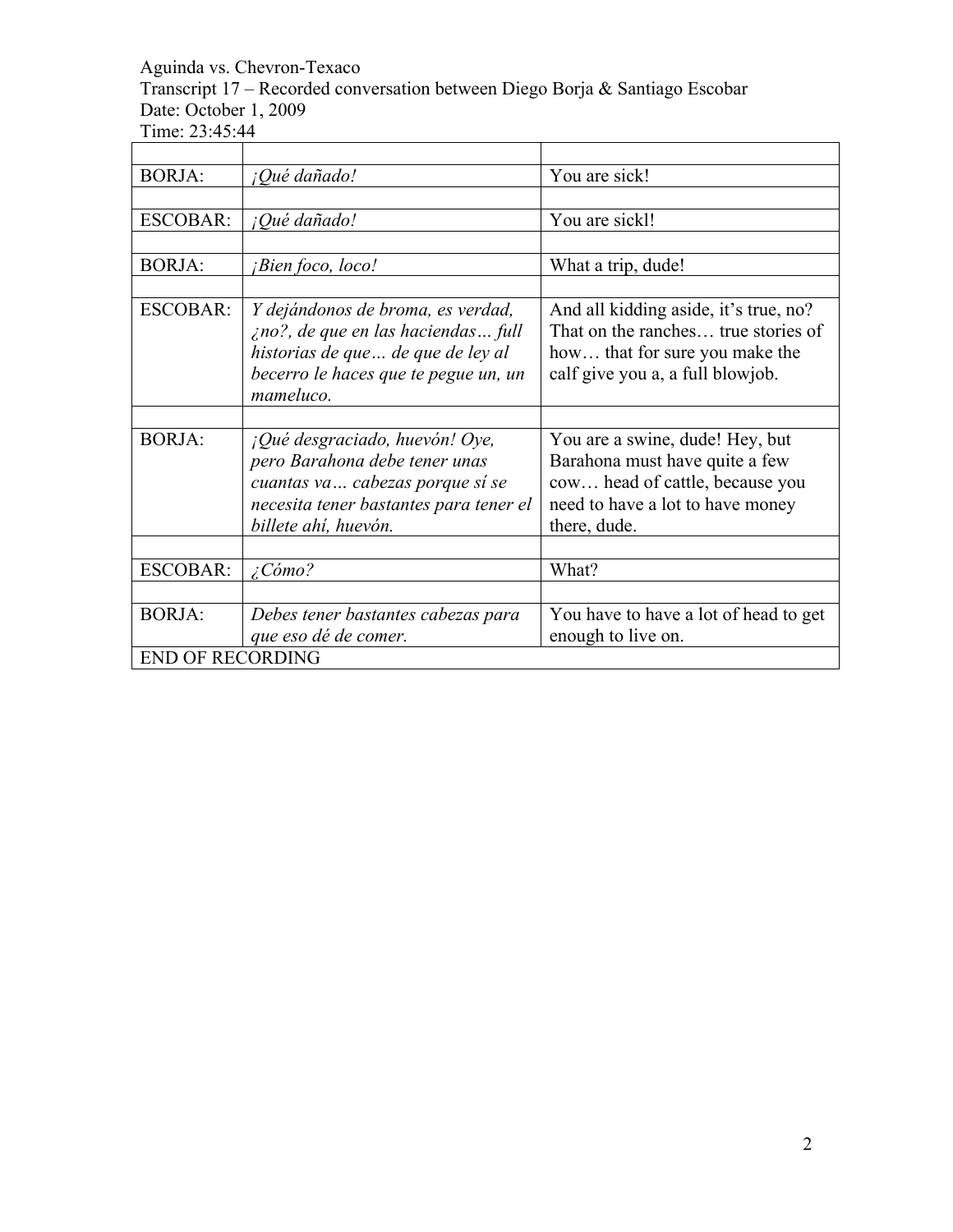Aguinda vs. Chevron-Texaco
Transcript 17 – Recorded conversation between Diego Borja & Santiago Escobar
Date: October 1, 2009
Time: 23:45:44

| | | |
|---|---|---|
| BORJA: | *¡Qué dañado!* | You are sick! |
| | | |
| ESCOBAR: | *¡Qué dañado!* | You are sickl! |
| | | |
| BORJA: | *¡Bien foco, loco!* | What a trip, dude! |
| | | |
| ESCOBAR: | *Y dejándonos de broma, es verdad, ¿no?, de que en las haciendas… full historias de que… de que de ley al becerro le haces que te pegue un, un mameluco.* | And all kidding aside, it's true, no? That on the ranches… true stories of how… that for sure you make the calf give you a, a full blowjob. |
| | | |
| BORJA: | *¡Qué desgraciado, huevón! Oye, pero Barahona debe tener unas cuantas va… cabezas porque sí se necesita tener bastantes para tener el billete ahí, huevón.* | You are a swine, dude! Hey, but Barahona must have quite a few cow… head of cattle, because you need to have a lot to have money there, dude. |
| | | |
| ESCOBAR: | *¿Cómo?* | What? |
| | | |
| BORJA: | *Debes tener bastantes cabezas para que eso dé de comer.* | You have to have a lot of head to get enough to live on. |
| END OF RECORDING | | |